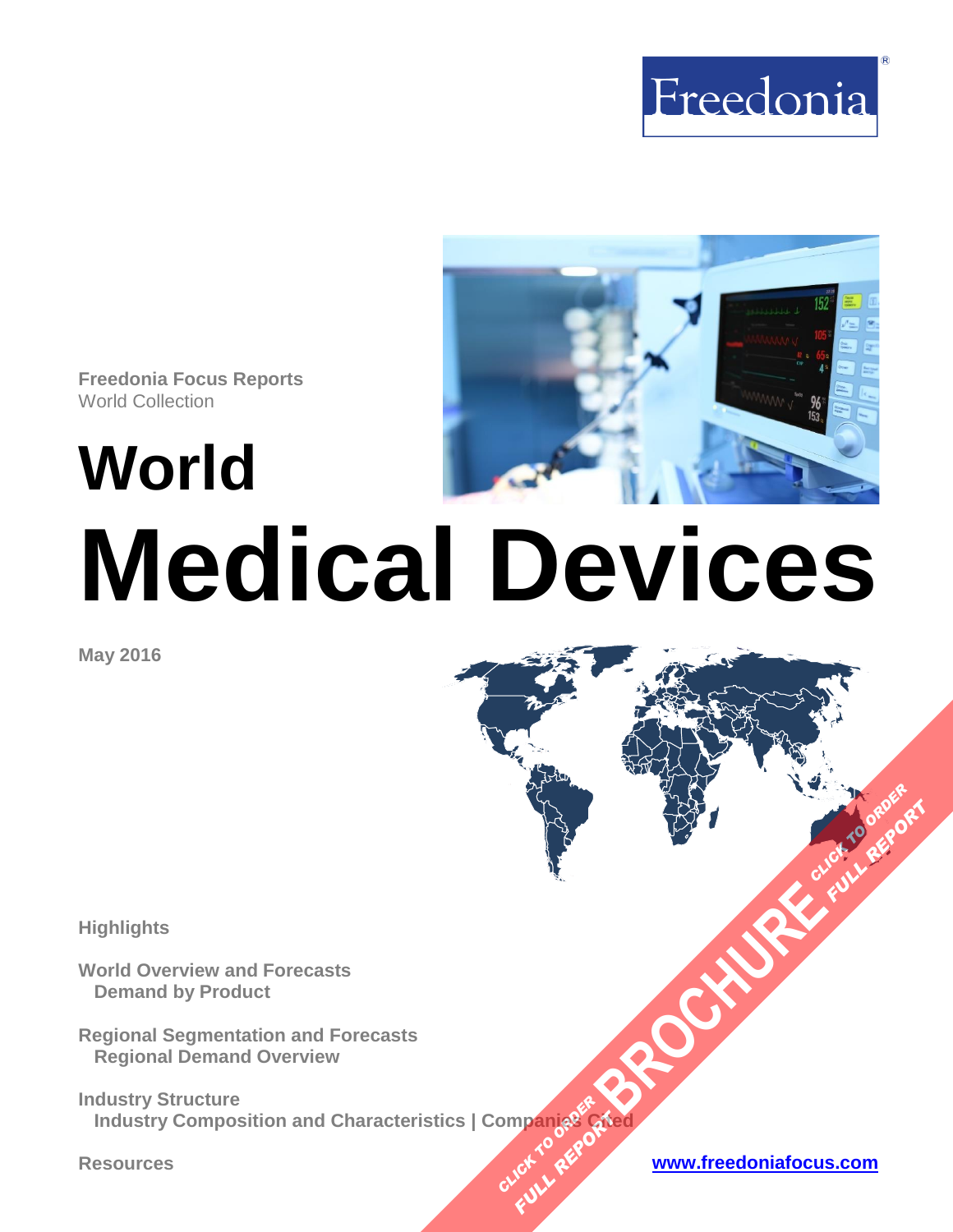Freedonia®

**Freedonia Focus Reports**
World Collection

# World Medical Devices

**May 2016**

**Highlights**

**World Overview and Forecasts**
  **Demand by Product**

**Regional Segmentation and Forecasts**
  **Regional Demand Overview**

**Industry Structure**
  **Industry Composition and Characteristics | Companies Cited**

**Resources**

**www.freedoniafocus.com**

BROCHURE CLICK TO ORDER FULL REPORT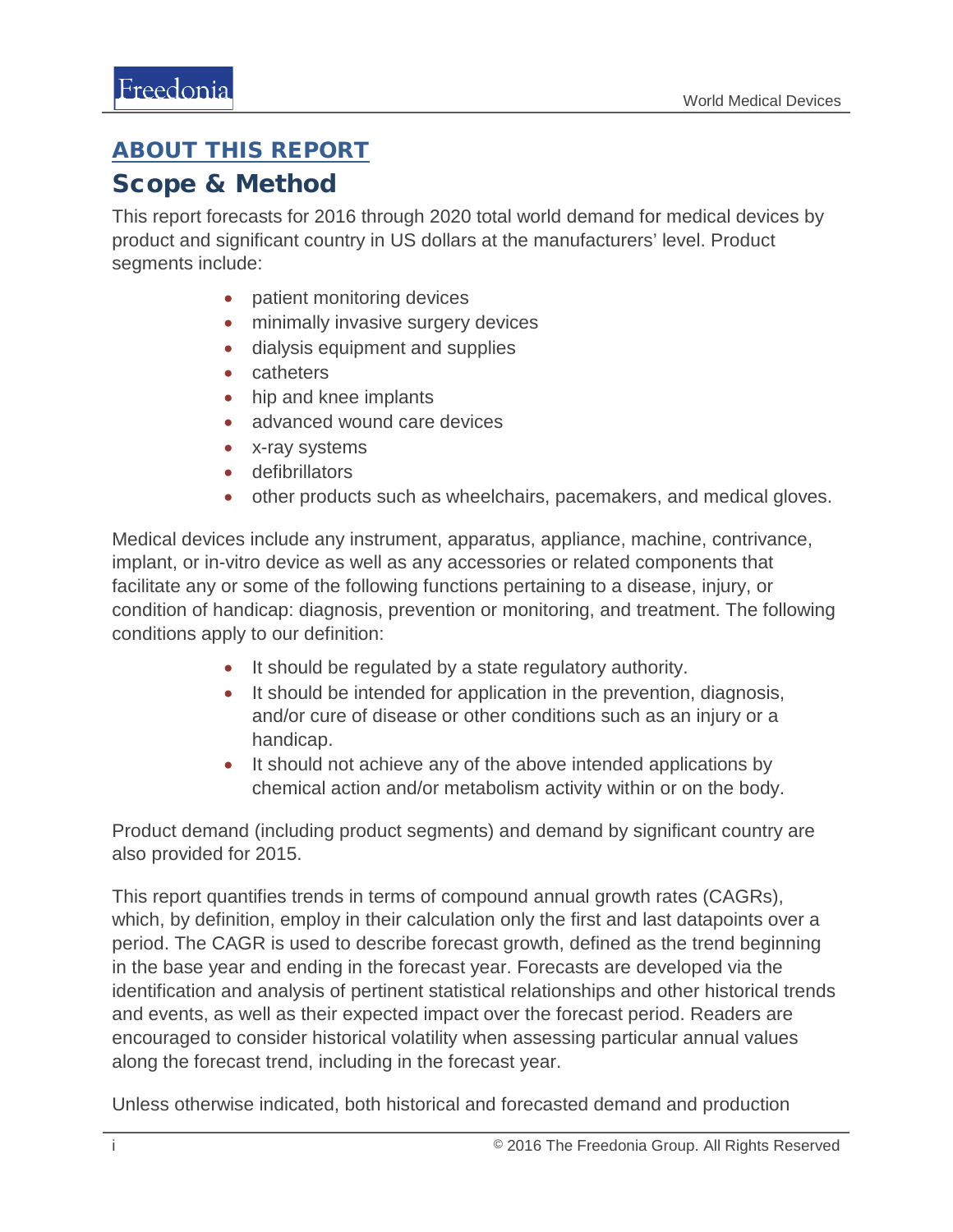## ABOUT THIS REPORT

# Scope & Method

This report forecasts for 2016 through 2020 total world demand for medical devices by product and significant country in US dollars at the manufacturers' level. Product segments include:

- patient monitoring devices
- minimally invasive surgery devices
- dialysis equipment and supplies
- catheters
- hip and knee implants
- advanced wound care devices
- x-ray systems
- defibrillators
- other products such as wheelchairs, pacemakers, and medical gloves.

Medical devices include any instrument, apparatus, appliance, machine, contrivance, implant, or in-vitro device as well as any accessories or related components that facilitate any or some of the following functions pertaining to a disease, injury, or condition of handicap: diagnosis, prevention or monitoring, and treatment. The following conditions apply to our definition:

- It should be regulated by a state regulatory authority.
- It should be intended for application in the prevention, diagnosis, and/or cure of disease or other conditions such as an injury or a handicap.
- It should not achieve any of the above intended applications by chemical action and/or metabolism activity within or on the body.

Product demand (including product segments) and demand by significant country are also provided for 2015.

This report quantifies trends in terms of compound annual growth rates (CAGRs), which, by definition, employ in their calculation only the first and last datapoints over a period. The CAGR is used to describe forecast growth, defined as the trend beginning in the base year and ending in the forecast year. Forecasts are developed via the identification and analysis of pertinent statistical relationships and other historical trends and events, as well as their expected impact over the forecast period. Readers are encouraged to consider historical volatility when assessing particular annual values along the forecast trend, including in the forecast year.

Unless otherwise indicated, both historical and forecasted demand and production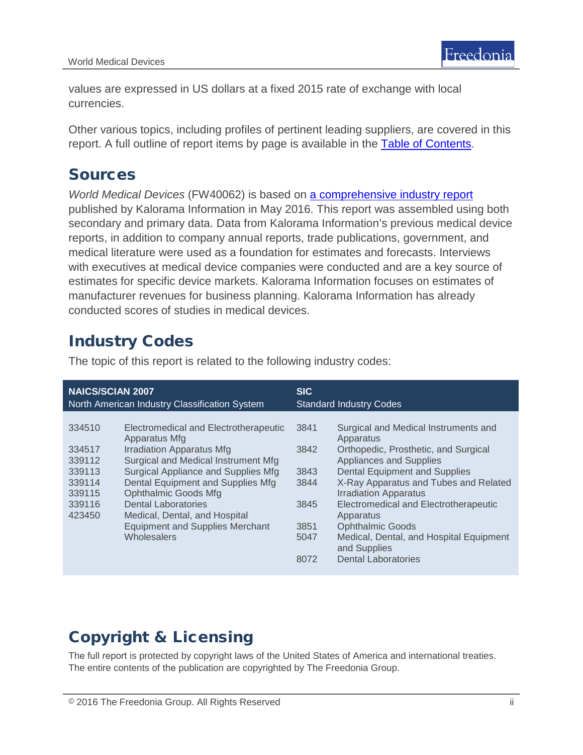values are expressed in US dollars at a fixed 2015 rate of exchange with local currencies.

Other various topics, including profiles of pertinent leading suppliers, are covered in this report. A full outline of report items by page is available in the Table of Contents.

## Sources

*World Medical Devices* (FW40062) is based on a comprehensive industry report published by Kalorama Information in May 2016. This report was assembled using both secondary and primary data. Data from Kalorama Information's previous medical device reports, in addition to company annual reports, trade publications, government, and medical literature were used as a foundation for estimates and forecasts. Interviews with executives at medical device companies were conducted and are a key source of estimates for specific device markets. Kalorama Information focuses on estimates of manufacturer revenues for business planning. Kalorama Information has already conducted scores of studies in medical devices.

## Industry Codes

The topic of this report is related to the following industry codes:

| NAICS/SCIAN 2007 North American Industry Classification System | | SIC Standard Industry Codes | |
|---|---|---|---|
| 334510 | Electromedical and Electrotherapeutic Apparatus Mfg | 3841 | Surgical and Medical Instruments and Apparatus |
| 334517 | Irradiation Apparatus Mfg | 3842 | Orthopedic, Prosthetic, and Surgical Appliances and Supplies |
| 339112 | Surgical and Medical Instrument Mfg | 3843 | Dental Equipment and Supplies |
| 339113 | Surgical Appliance and Supplies Mfg | 3844 | X-Ray Apparatus and Tubes and Related Irradiation Apparatus |
| 339114 | Dental Equipment and Supplies Mfg | 3845 | Electromedical and Electrotherapeutic Apparatus |
| 339115 | Ophthalmic Goods Mfg | 3851 | Ophthalmic Goods |
| 339116 | Dental Laboratories | 5047 | Medical, Dental, and Hospital Equipment and Supplies |
| 423450 | Medical, Dental, and Hospital Equipment and Supplies Merchant Wholesalers | 8072 | Dental Laboratories |

## Copyright & Licensing

The full report is protected by copyright laws of the United States of America and international treaties. The entire contents of the publication are copyrighted by The Freedonia Group.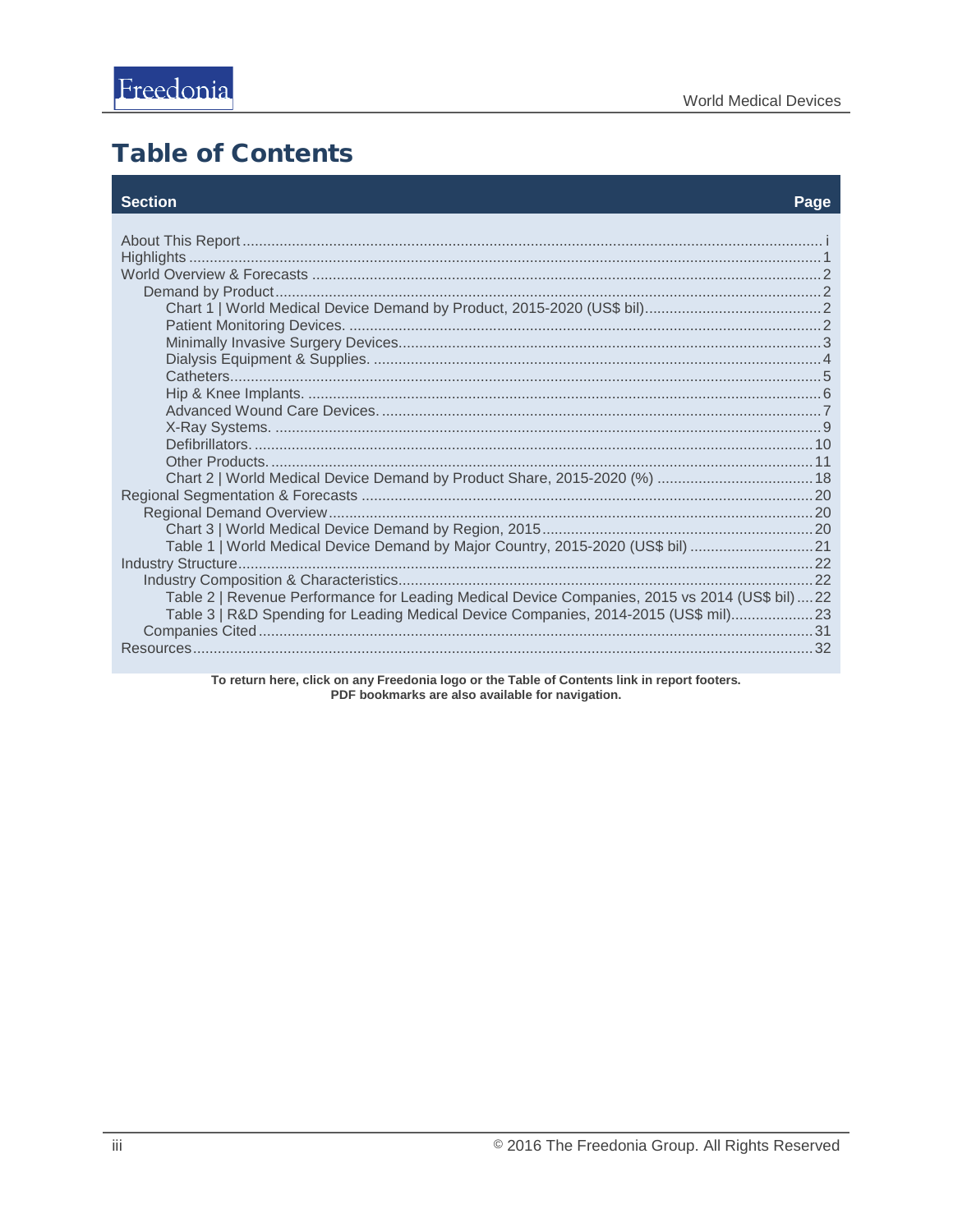# Table of Contents

| Section | Page |
|---|---|
| About This Report | i |
| Highlights | 1 |
| World Overview & Forecasts | 2 |
| Demand by Product | 2 |
| Chart 1 \| World Medical Device Demand by Product, 2015-2020 (US$ bil) | 2 |
| Patient Monitoring Devices. | 2 |
| Minimally Invasive Surgery Devices | 3 |
| Dialysis Equipment & Supplies. | 4 |
| Catheters | 5 |
| Hip & Knee Implants. | 6 |
| Advanced Wound Care Devices. | 7 |
| X-Ray Systems. | 9 |
| Defibrillators. | 10 |
| Other Products. | 11 |
| Chart 2 \| World Medical Device Demand by Product Share, 2015-2020 (%) | 18 |
| Regional Segmentation & Forecasts | 20 |
| Regional Demand Overview | 20 |
| Chart 3 \| World Medical Device Demand by Region, 2015 | 20 |
| Table 1 \| World Medical Device Demand by Major Country, 2015-2020 (US$ bil) | 21 |
| Industry Structure | 22 |
| Industry Composition & Characteristics | 22 |
| Table 2 \| Revenue Performance for Leading Medical Device Companies, 2015 vs 2014 (US$ bil) | 22 |
| Table 3 \| R&D Spending for Leading Medical Device Companies, 2014-2015 (US$ mil) | 23 |
| Companies Cited | 31 |
| Resources | 32 |

**To return here, click on any Freedonia logo or the Table of Contents link in report footers.**
**PDF bookmarks are also available for navigation.**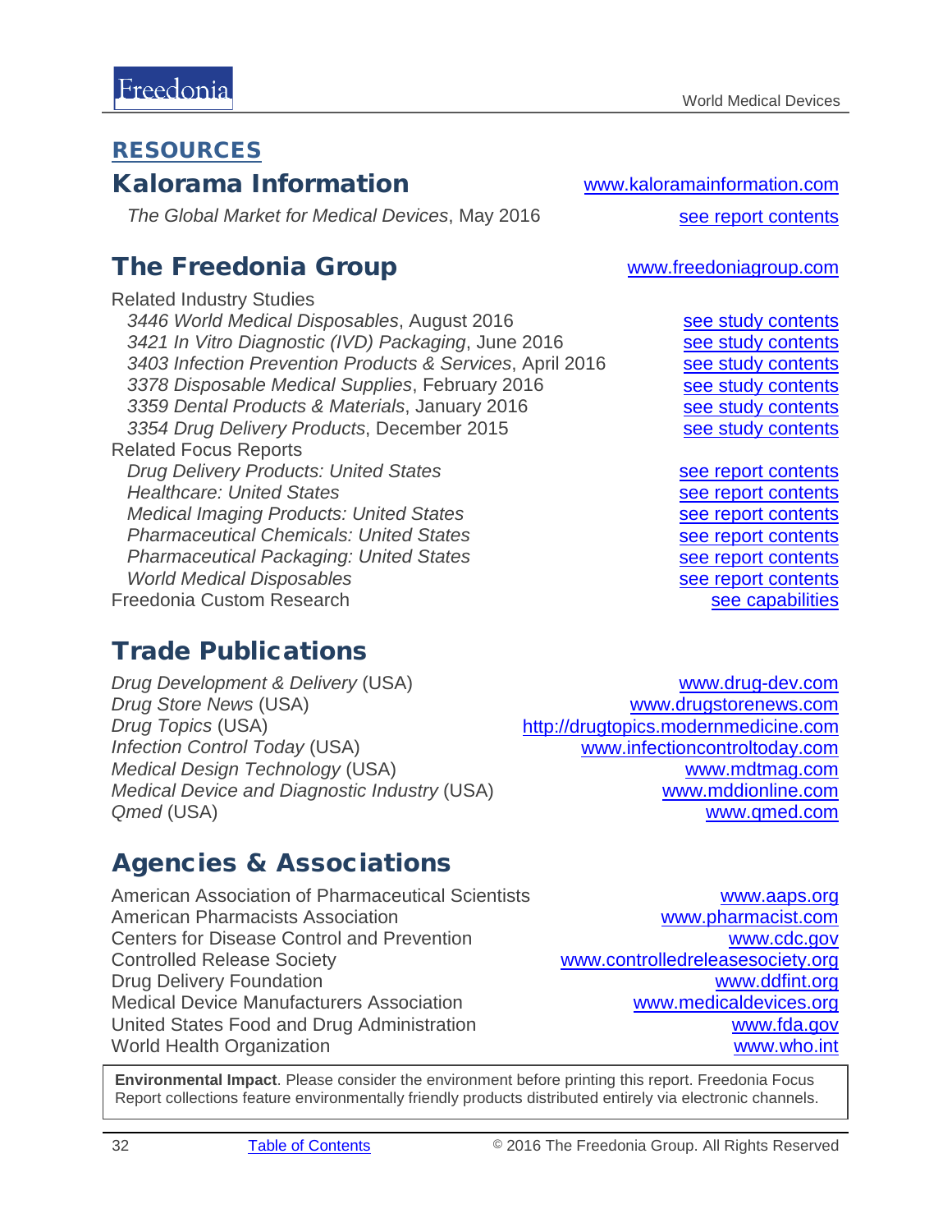## RESOURCES

### Kalorama Information

www.kaloramainformation.com

*The Global Market for Medical Devices*, May 2016 — see report contents

### The Freedonia Group

www.freedoniagroup.com

Related Industry Studies

- *3446 World Medical Disposables*, August 2016 — see study contents
- *3421 In Vitro Diagnostic (IVD) Packaging*, June 2016 — see study contents
- *3403 Infection Prevention Products & Services*, April 2016 — see study contents
- *3378 Disposable Medical Supplies*, February 2016 — see study contents
- *3359 Dental Products & Materials*, January 2016 — see study contents
- *3354 Drug Delivery Products*, December 2015 — see study contents

Related Focus Reports

- *Drug Delivery Products: United States* — see report contents
- *Healthcare: United States* — see report contents
- *Medical Imaging Products: United States* — see report contents
- *Pharmaceutical Chemicals: United States* — see report contents
- *Pharmaceutical Packaging: United States* — see report contents
- *World Medical Disposables* — see report contents

Freedonia Custom Research — see capabilities

### Trade Publications

| | |
|---|---|
| *Drug Development & Delivery* (USA) | www.drug-dev.com |
| *Drug Store News* (USA) | www.drugstorenews.com |
| *Drug Topics* (USA) | http://drugtopics.modernmedicine.com |
| *Infection Control Today* (USA) | www.infectioncontroltoday.com |
| *Medical Design Technology* (USA) | www.mdtmag.com |
| *Medical Device and Diagnostic Industry* (USA) | www.mddionline.com |
| *Qmed* (USA) | www.qmed.com |

### Agencies & Associations

| | |
|---|---|
| American Association of Pharmaceutical Scientists | www.aaps.org |
| American Pharmacists Association | www.pharmacist.com |
| Centers for Disease Control and Prevention | www.cdc.gov |
| Controlled Release Society | www.controlledreleasesociety.org |
| Drug Delivery Foundation | www.ddfint.org |
| Medical Device Manufacturers Association | www.medicaldevices.org |
| United States Food and Drug Administration | www.fda.gov |
| World Health Organization | www.who.int |

**Environmental Impact**. Please consider the environment before printing this report. Freedonia Focus Report collections feature environmentally friendly products distributed entirely via electronic channels.